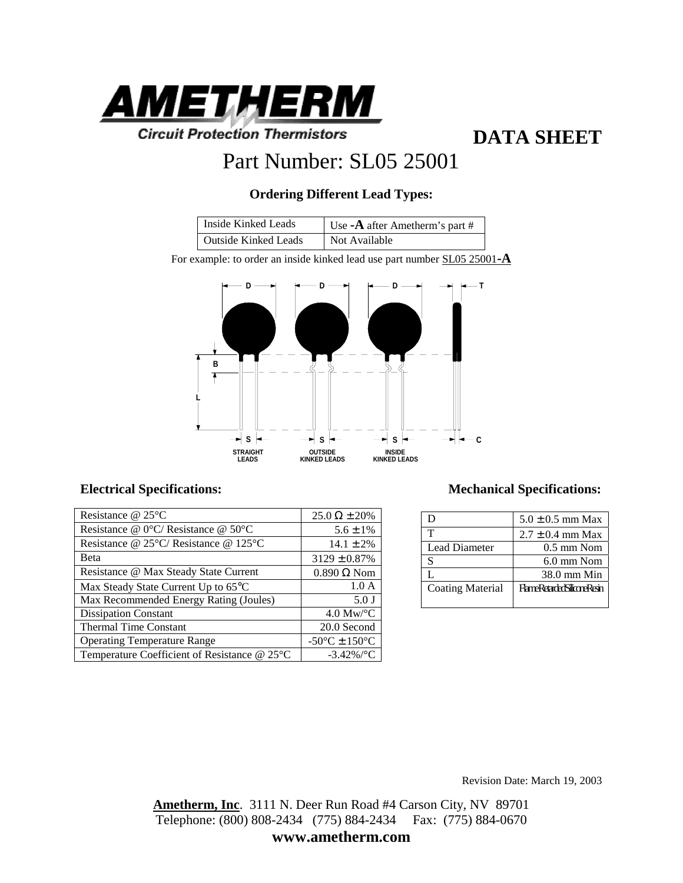AMETHERM

Circuit Protection Thermistors

# DATA SHEET

## Part Number: SL05 25001

### Ordering Different Lead Types:

| Inside Kinked Leads | Use **-A** after Ametherm's part # |
|---|---|
| Outside Kinked Leads | Not Available |

For example: to order an inside kinked lead use part number SL05 25001**-A**

D D D T

B

L

S S S C

STRAIGHT LEADS | OUTSIDE KINKED LEADS | INSIDE KINKED LEADS

### Electrical Specifications:

| Parameter | Value |
|---|---|
| Resistance @ 25°C | 25.0 Ω ± 20% |
| Resistance @ 0°C/ Resistance @ 50°C | 5.6 ± 1% |
| Resistance @ 25°C/ Resistance @ 125°C | 14.1 ± 2% |
| Beta | 3129 ± 0.87% |
| Resistance @ Max Steady State Current | 0.890 Ω Nom |
| Max Steady State Current Up to 65°C | 1.0 A |
| Max Recommended Energy Rating (Joules) | 5.0 J |
| Dissipation Constant | 4.0 Mw/°C |
| Thermal Time Constant | 20.0 Second |
| Operating Temperature Range | -50°C ± 150°C |
| Temperature Coefficient of Resistance @ 25°C | -3.42%/°C |

### Mechanical Specifications:

| Parameter | Value |
|---|---|
| D | 5.0 ± 0.5 mm Max |
| T | 2.7 ± 0.4 mm Max |
| Lead Diameter | 0.5 mm Nom |
| S | 6.0 mm Nom |
| L | 38.0 mm Min |
| Coating Material | Flame Retarded Silicone Resin |

Revision Date: March 19, 2003

**Ametherm, Inc**. 3111 N. Deer Run Road #4 Carson City, NV 89701
Telephone: (800) 808-2434 (775) 884-2434 Fax: (775) 884-0670
**www.ametherm.com**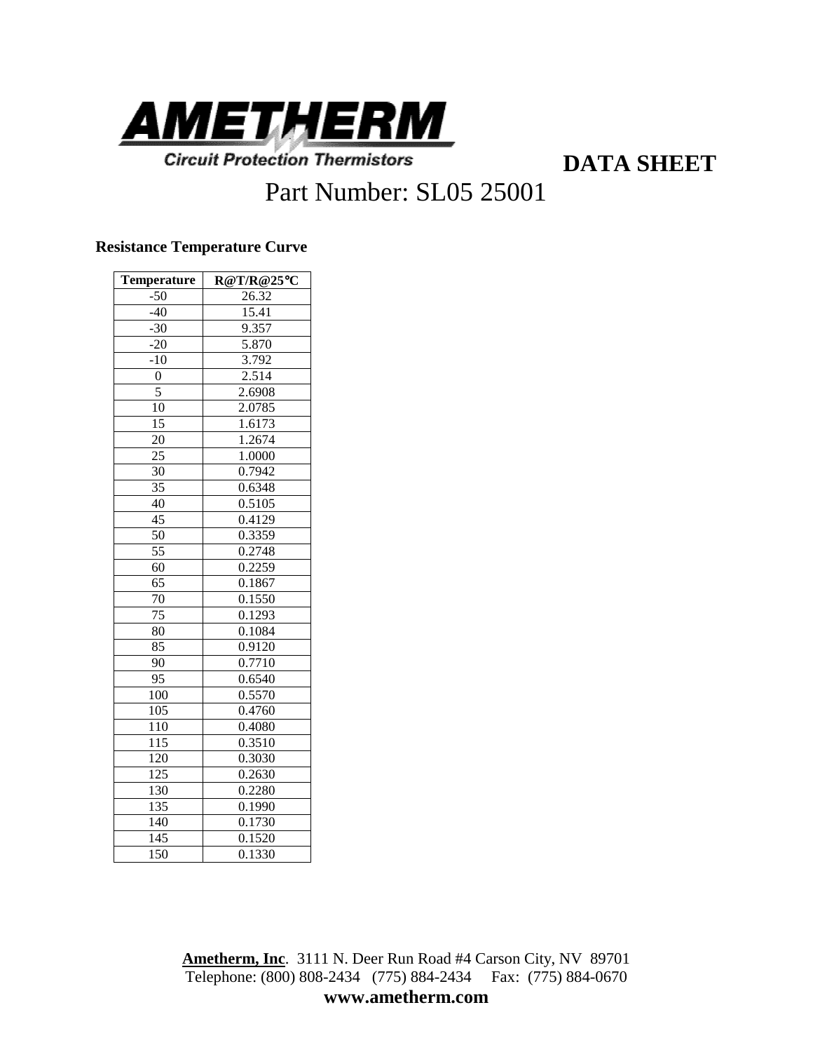**AMETHERM**

**Circuit Protection Thermistors**

## DATA SHEET

# Part Number: SL05 25001

### Resistance Temperature Curve

| Temperature | R@T/R@25°C |
|---|---|
| -50 | 26.32 |
| -40 | 15.41 |
| -30 | 9.357 |
| -20 | 5.870 |
| -10 | 3.792 |
| 0 | 2.514 |
| 5 | 2.6908 |
| 10 | 2.0785 |
| 15 | 1.6173 |
| 20 | 1.2674 |
| 25 | 1.0000 |
| 30 | 0.7942 |
| 35 | 0.6348 |
| 40 | 0.5105 |
| 45 | 0.4129 |
| 50 | 0.3359 |
| 55 | 0.2748 |
| 60 | 0.2259 |
| 65 | 0.1867 |
| 70 | 0.1550 |
| 75 | 0.1293 |
| 80 | 0.1084 |
| 85 | 0.9120 |
| 90 | 0.7710 |
| 95 | 0.6540 |
| 100 | 0.5570 |
| 105 | 0.4760 |
| 110 | 0.4080 |
| 115 | 0.3510 |
| 120 | 0.3030 |
| 125 | 0.2630 |
| 130 | 0.2280 |
| 135 | 0.1990 |
| 140 | 0.1730 |
| 145 | 0.1520 |
| 150 | 0.1330 |

**Ametherm, Inc**. 3111 N. Deer Run Road #4 Carson City, NV 89701
Telephone: (800) 808-2434 (775) 884-2434 Fax: (775) 884-0670
**www.ametherm.com**